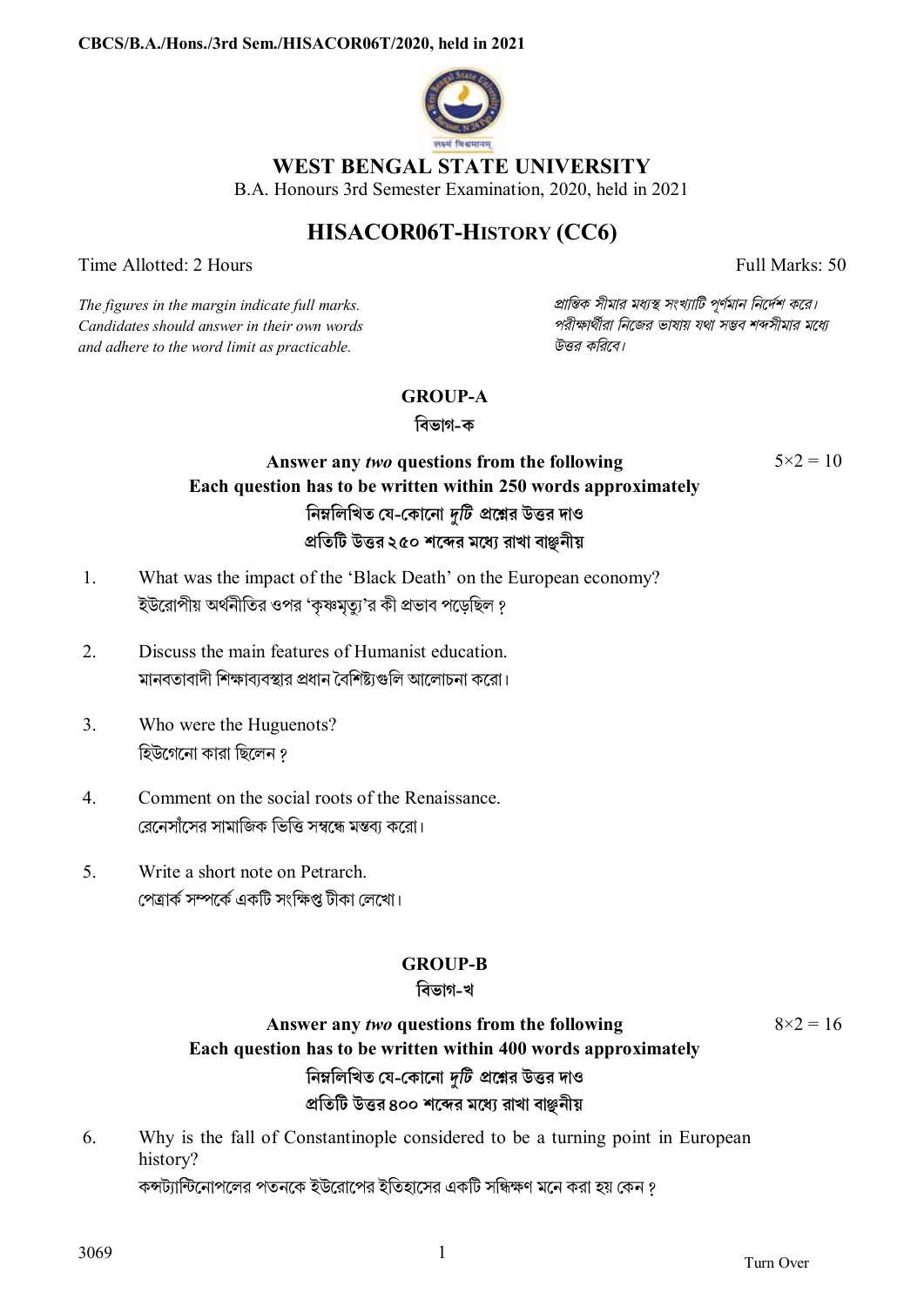# WEST BENGAL STATE UNIVERSITY

B.A. Honours 3rd Semester Examination, 2020, held in 2021

## HISACOR06T-HISTORY (CC6)

Time Allotted: 2 Hours Full Marks: 50

*The figures in the margin indicate full marks. Candidates should answer in their own words and adhere to the word limit as practicable.*

*প্রান্তিক সীমার মধ্যস্থ সংখ্যাটি পূর্ণমান নির্দেশ করে। পরীক্ষার্থীরা নিজের ভাষায় যথা সম্ভব শব্দসীমার মধ্যে উত্তর করিবে।*

### GROUP-A
### বিভাগ-ক

**Answer any *two* questions from the following** $5\times2 = 10$
**Each question has to be written within 250 words approximately**
**নিম্নলিখিত যে-কোনো *দুটি* প্রশ্নের উত্তর দাও**
**প্রতিটি উত্তর ২৫০ শব্দের মধ্যে রাখা বাঞ্ছনীয়**

1. What was the impact of the 'Black Death' on the European economy?
   ইউরোপীয় অর্থনীতির ওপর 'কৃষ্ণমৃত্যু'র কী প্রভাব পড়েছিল ?

2. Discuss the main features of Humanist education.
   মানবতাবাদী শিক্ষাব্যবস্থার প্রধান বৈশিষ্ট্যগুলি আলোচনা করো।

3. Who were the Huguenots?
   হিউগেনো কারা ছিলেন ?

4. Comment on the social roots of the Renaissance.
   রেনেসাঁসের সামাজিক ভিত্তি সম্বন্ধে মন্তব্য করো।

5. Write a short note on Petrarch.
   পেত্রার্ক সম্পর্কে একটি সংক্ষিপ্ত টীকা লেখো।

### GROUP-B
### বিভাগ-খ

**Answer any *two* questions from the following** $8\times2 = 16$
**Each question has to be written within 400 words approximately**
**নিম্নলিখিত যে-কোনো *দুটি* প্রশ্নের উত্তর দাও**
**প্রতিটি উত্তর ৪০০ শব্দের মধ্যে রাখা বাঞ্ছনীয়**

6. Why is the fall of Constantinople considered to be a turning point in European history?
   কন্সট্যান্টিনোপলের পতনকে ইউরোপের ইতিহাসের একটি সন্ধিক্ষণ মনে করা হয় কেন ?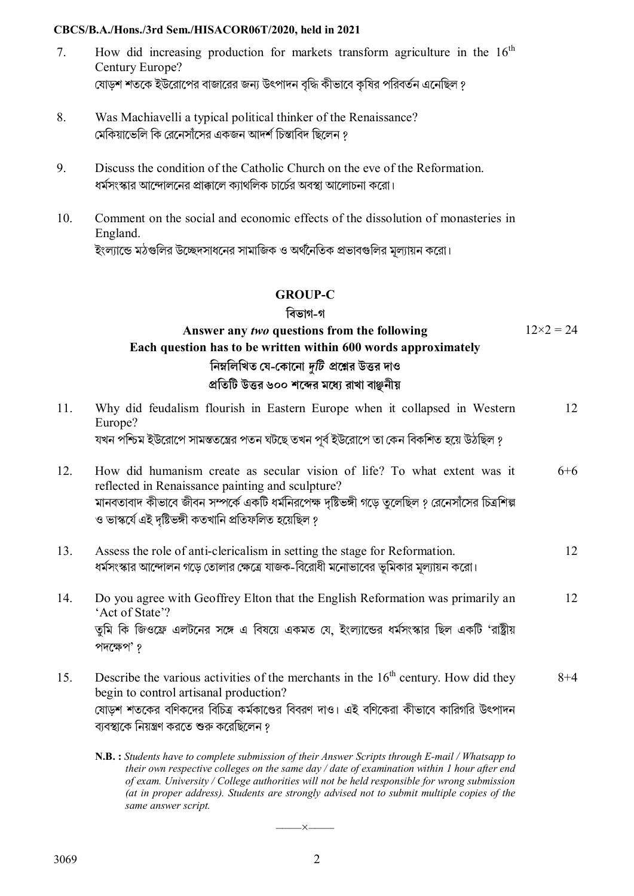7. How did increasing production for markets transform agriculture in the 16th Century Europe?
ষোড়শ শতকে ইউরোপের বাজারের জন্য উৎপাদন বৃদ্ধি কীভাবে কৃষির পরিবর্তন এনেছিল ?

8. Was Machiavelli a typical political thinker of the Renaissance?
মেকিয়াভেলি কি রেনেসাঁসের একজন আদর্শ চিন্তাবিদ ছিলেন ?

9. Discuss the condition of the Catholic Church on the eve of the Reformation.
ধর্মসংস্কার আন্দোলনের প্রাক্কালে ক্যাথলিক চার্চের অবস্থা আলোচনা করো।

10. Comment on the social and economic effects of the dissolution of monasteries in England.
ইংল্যান্ডে মঠগুলির উচ্ছেদসাধনের সামাজিক ও অর্থনৈতিক প্রভাবগুলির মূল্যায়ন করো।

## GROUP-C

## বিভাগ-গ

**Answer any *two* questions from the following** $12\times2 = 24$

**Each question has to be written within 600 words approximately**

**নিম্নলিখিত যে-কোনো *দুটি* প্রশ্নের উত্তর দাও**

**প্রতিটি উত্তর ৬০০ শব্দের মধ্যে রাখা বাঞ্ছনীয়**

11. Why did feudalism flourish in Eastern Europe when it collapsed in Western Europe? 12
যখন পশ্চিম ইউরোপে সামন্ততন্ত্রের পতন ঘটছে তখন পূর্ব ইউরোপে তা কেন বিকশিত হয়ে উঠছিল ?

12. How did humanism create as secular vision of life? To what extent was it reflected in Renaissance painting and sculpture? 6+6
মানবতাবাদ কীভাবে জীবন সম্পর্কে একটি ধর্মনিরপেক্ষ দৃষ্টিভঙ্গী গড়ে তুলেছিল ? রেনেসাঁসের চিত্রশিল্প ও ভাস্কর্যে এই দৃষ্টিভঙ্গী কতখানি প্রতিফলিত হয়েছিল ?

13. Assess the role of anti-clericalism in setting the stage for Reformation. 12
ধর্মসংস্কার আন্দোলন গড়ে তোলার ক্ষেত্রে যাজক-বিরোধী মনোভাবের ভূমিকার মূল্যায়ন করো।

14. Do you agree with Geoffrey Elton that the English Reformation was primarily an 'Act of State'? 12
তুমি কি জিওফ্রে এলটনের সঙ্গে এ বিষয়ে একমত যে, ইংল্যান্ডের ধর্মসংস্কার ছিল একটি 'রাষ্ট্রীয় পদক্ষেপ' ?

15. Describe the various activities of the merchants in the 16th century. How did they begin to control artisanal production? 8+4
ষোড়শ শতকের বণিকদের বিচিত্র কর্মকাণ্ডের বিবরণ দাও। এই বণিকেরা কীভাবে কারিগরি উৎপাদন ব্যবস্থাকে নিয়ন্ত্রণ করতে শুরু করেছিলেন ?

**N.B. :** *Students have to complete submission of their Answer Scripts through E-mail / Whatsapp to their own respective colleges on the same day / date of examination within 1 hour after end of exam. University / College authorities will not be held responsible for wrong submission (at in proper address). Students are strongly advised not to submit multiple copies of the same answer script.*

——×——